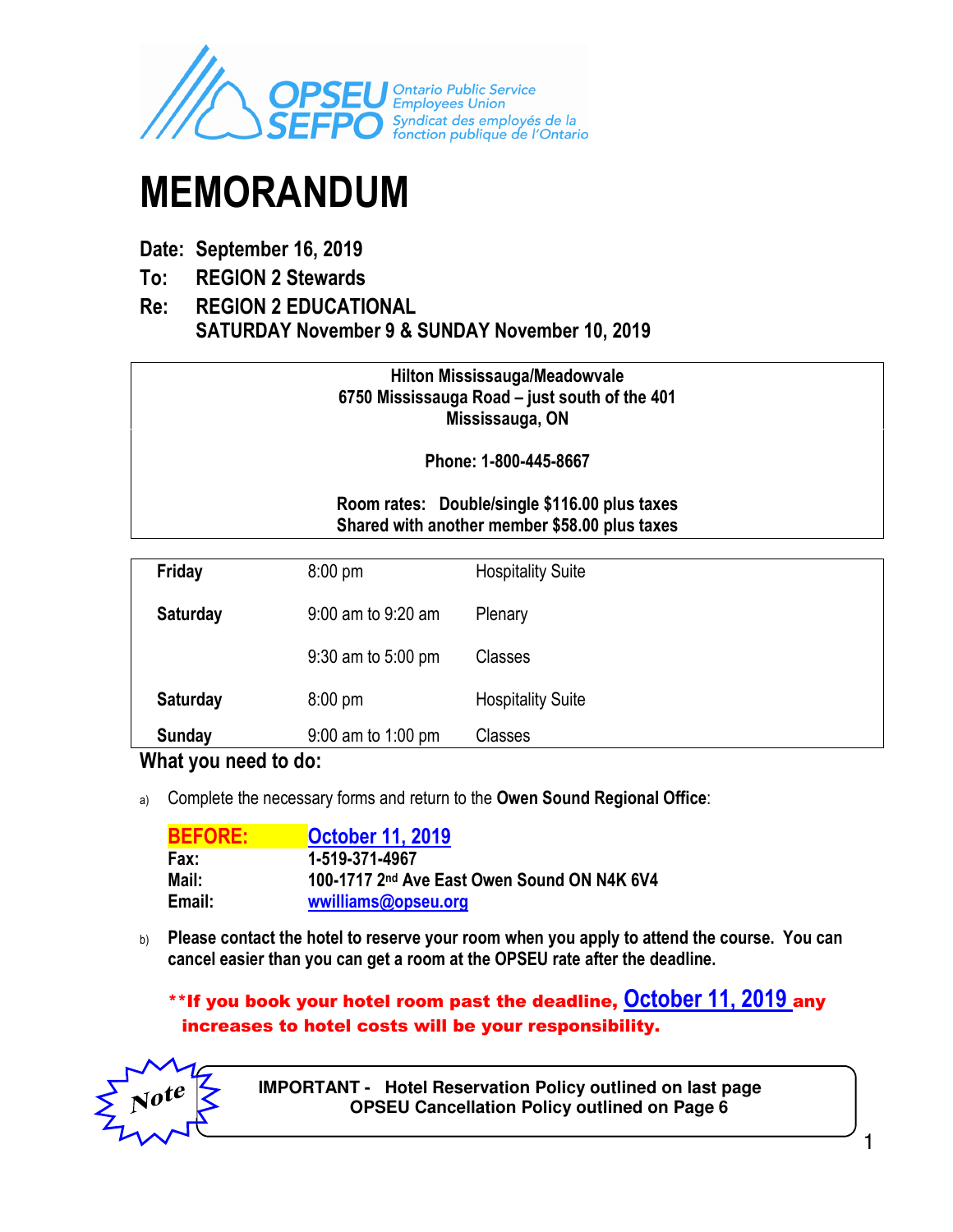OPSEU SEFPO Ontario Public Service Employees Union Syndicat des employés de la fonction publique de l'Ontario

# MEMORANDUM

**Date:** **September 16, 2019**
**To:** **REGION 2 Stewards**
**Re:** **REGION 2 EDUCATIONAL**
**SATURDAY November 9 & SUNDAY November 10, 2019**

**Hilton Mississauga/Meadowvale**
**6750 Mississauga Road – just south of the 401**
**Mississauga, ON**

**Phone: 1-800-445-8667**

**Room rates: Double/single $116.00 plus taxes**
**Shared with another member $58.00 plus taxes**

| | | |
|---|---|---|
| **Friday** | 8:00 pm | Hospitality Suite |
| **Saturday** | 9:00 am to 9:20 am | Plenary |
| | 9:30 am to 5:00 pm | Classes |
| **Saturday** | 8:00 pm | Hospitality Suite |
| **Sunday** | 9:00 am to 1:00 pm | Classes |

## What you need to do:

a) Complete the necessary forms and return to the **Owen Sound Regional Office**:

| | |
|---|---|
| **BEFORE:** | **October 11, 2019** |
| **Fax:** | **1-519-371-4967** |
| **Mail:** | **100-1717 2nd Ave East Owen Sound ON N4K 6V4** |
| **Email:** | **wwilliams@opseu.org** |

b) **Please contact the hotel to reserve your room when you apply to attend the course. You can cancel easier than you can get a room at the OPSEU rate after the deadline.**

**\*\*If you book your hotel room past the deadline, October 11, 2019 any increases to hotel costs will be your responsibility.**

*Note*

**IMPORTANT - Hotel Reservation Policy outlined on last page**
**OPSEU Cancellation Policy outlined on Page 6**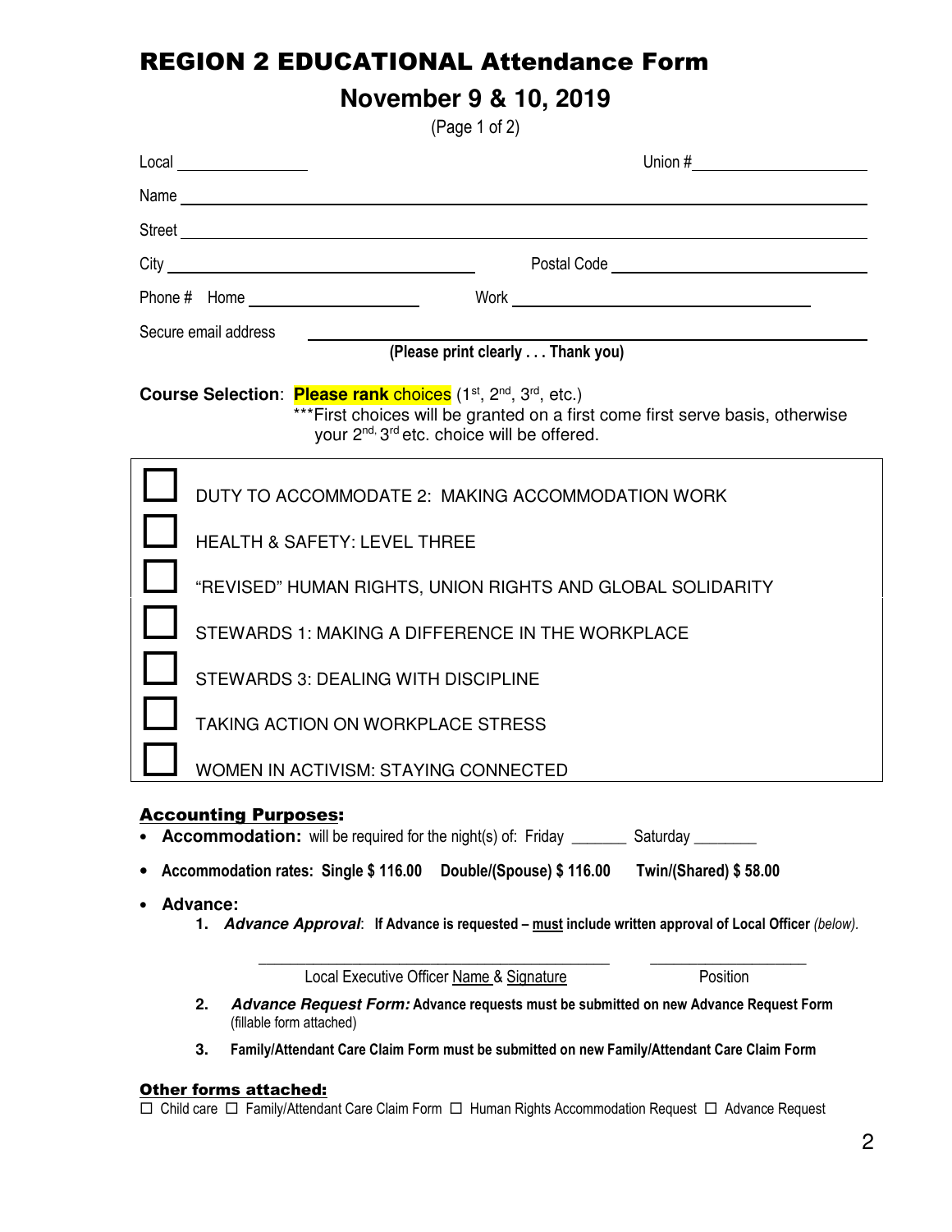# REGION 2 EDUCATIONAL Attendance Form

## November 9 & 10, 2019

(Page 1 of 2)

Local ______________ Union #________________

Name ________________________________________________

Street ________________________________________________

City ______________________________ Postal Code ____________________

Phone # Home ________________ Work ____________________

Secure email address ________________________________________

**(Please print clearly . . . Thank you)**

**Course Selection**: **Please rank choices** (1st, 2nd, 3rd, etc.)
***First choices will be granted on a first come first serve basis, otherwise your 2nd, 3rd etc. choice will be offered.

- ☐ DUTY TO ACCOMMODATE 2: MAKING ACCOMMODATION WORK
- ☐ HEALTH & SAFETY: LEVEL THREE
- ☐ "REVISED" HUMAN RIGHTS, UNION RIGHTS AND GLOBAL SOLIDARITY
- ☐ STEWARDS 1: MAKING A DIFFERENCE IN THE WORKPLACE
- ☐ STEWARDS 3: DEALING WITH DISCIPLINE
- ☐ TAKING ACTION ON WORKPLACE STRESS
- ☐ WOMEN IN ACTIVISM: STAYING CONNECTED

**Accounting Purposes:**

- **Accommodation:** will be required for the night(s) of: Friday ______ Saturday _______
- **Accommodation rates: Single $ 116.00 Double/(Spouse) $ 116.00 Twin/(Shared) $ 58.00**
- **Advance:**
  1. ***Advance Approval***: **If Advance is requested – must include written approval of Local Officer** *(below).*

     ________________________________________ ____________________
     Local Executive Officer Name & Signature Position

  2. ***Advance Request Form:*** **Advance requests must be submitted on new Advance Request Form** (fillable form attached)
  3. **Family/Attendant Care Claim Form must be submitted on new Family/Attendant Care Claim Form**

**Other forms attached:**

☐ Child care ☐ Family/Attendant Care Claim Form ☐ Human Rights Accommodation Request ☐ Advance Request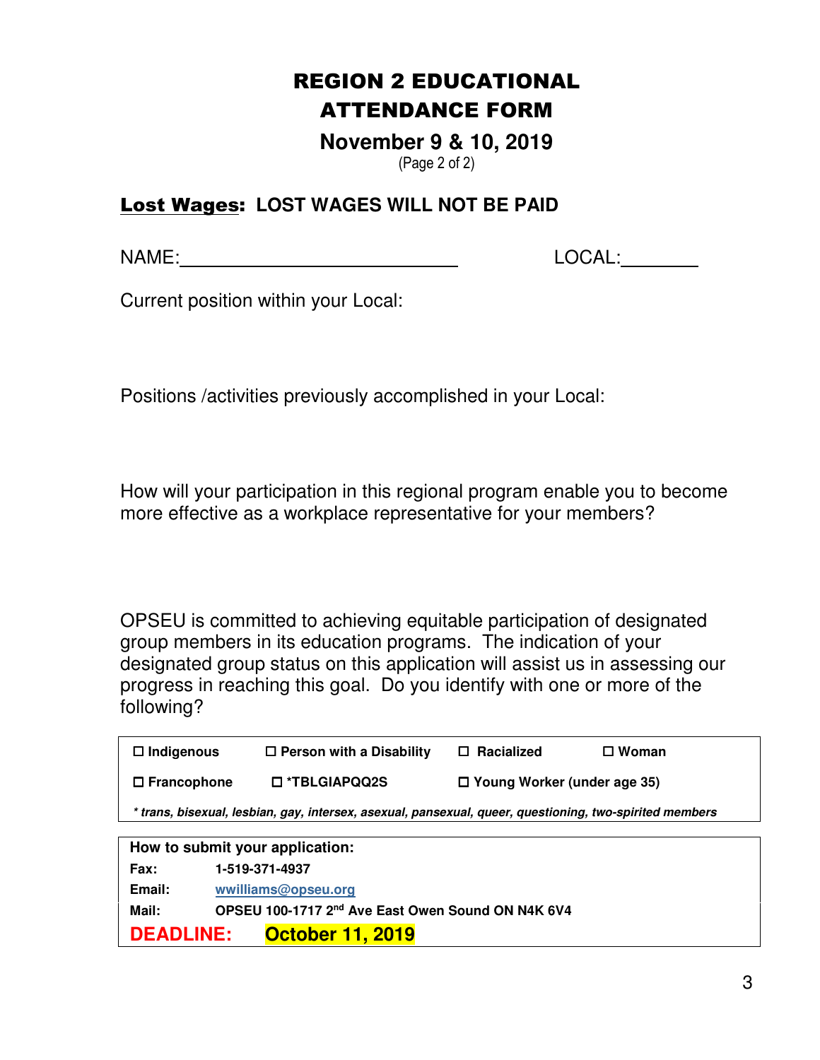# REGION 2 EDUCATIONAL ATTENDANCE FORM

## November 9 & 10, 2019

(Page 2 of 2)

**Lost Wages: LOST WAGES WILL NOT BE PAID**

NAME:\_\_\_\_\_\_\_\_\_\_\_\_\_\_\_\_\_\_\_\_\_\_\_\_\_\_\_\_ LOCAL:\_\_\_\_\_\_\_\_

Current position within your Local:

Positions /activities previously accomplished in your Local:

How will your participation in this regional program enable you to become more effective as a workplace representative for your members?

OPSEU is committed to achieving equitable participation of designated group members in its education programs. The indication of your designated group status on this application will assist us in assessing our progress in reaching this goal. Do you identify with one or more of the following?

| | | | |
|---|---|---|---|
| ☐ **Indigenous** | ☐ **Person with a Disability** | ☐ **Racialized** | ☐ **Woman** |
| ☐ **Francophone** | ☐ **\*TBLGIAPQQ2S** | ☐ **Young Worker (under age 35)** | |

***\* trans, bisexual, lesbian, gay, intersex, asexual, pansexual, queer, questioning, two-spirited members***

| **How to submit your application:** | |
|---|---|
| **Fax:** | **1-519-371-4937** |
| **Email:** | **wwilliams@opseu.org** |
| **Mail:** | **OPSEU 100-1717 2nd Ave East Owen Sound ON N4K 6V4** |
| **DEADLINE:** | **October 11, 2019** |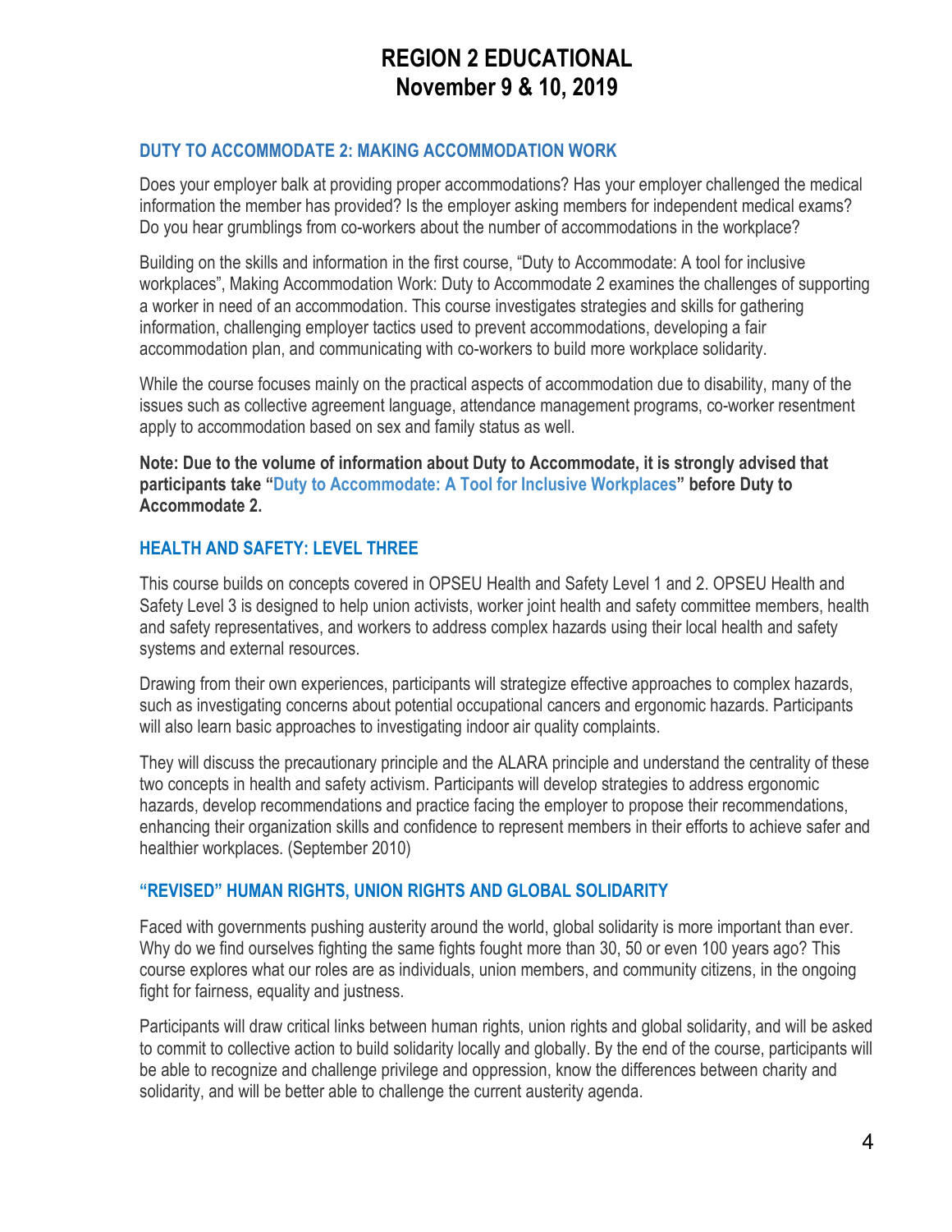# REGION 2 EDUCATIONAL
# November 9 & 10, 2019

## DUTY TO ACCOMMODATE 2: MAKING ACCOMMODATION WORK

Does your employer balk at providing proper accommodations? Has your employer challenged the medical information the member has provided? Is the employer asking members for independent medical exams? Do you hear grumblings from co-workers about the number of accommodations in the workplace?

Building on the skills and information in the first course, "Duty to Accommodate: A tool for inclusive workplaces", Making Accommodation Work: Duty to Accommodate 2 examines the challenges of supporting a worker in need of an accommodation. This course investigates strategies and skills for gathering information, challenging employer tactics used to prevent accommodations, developing a fair accommodation plan, and communicating with co-workers to build more workplace solidarity.

While the course focuses mainly on the practical aspects of accommodation due to disability, many of the issues such as collective agreement language, attendance management programs, co-worker resentment apply to accommodation based on sex and family status as well.

**Note: Due to the volume of information about Duty to Accommodate, it is strongly advised that participants take "Duty to Accommodate: A Tool for Inclusive Workplaces" before Duty to Accommodate 2.**

## HEALTH AND SAFETY: LEVEL THREE

This course builds on concepts covered in OPSEU Health and Safety Level 1 and 2. OPSEU Health and Safety Level 3 is designed to help union activists, worker joint health and safety committee members, health and safety representatives, and workers to address complex hazards using their local health and safety systems and external resources.

Drawing from their own experiences, participants will strategize effective approaches to complex hazards, such as investigating concerns about potential occupational cancers and ergonomic hazards. Participants will also learn basic approaches to investigating indoor air quality complaints.

They will discuss the precautionary principle and the ALARA principle and understand the centrality of these two concepts in health and safety activism. Participants will develop strategies to address ergonomic hazards, develop recommendations and practice facing the employer to propose their recommendations, enhancing their organization skills and confidence to represent members in their efforts to achieve safer and healthier workplaces. (September 2010)

## "REVISED" HUMAN RIGHTS, UNION RIGHTS AND GLOBAL SOLIDARITY

Faced with governments pushing austerity around the world, global solidarity is more important than ever. Why do we find ourselves fighting the same fights fought more than 30, 50 or even 100 years ago? This course explores what our roles are as individuals, union members, and community citizens, in the ongoing fight for fairness, equality and justness.

Participants will draw critical links between human rights, union rights and global solidarity, and will be asked to commit to collective action to build solidarity locally and globally. By the end of the course, participants will be able to recognize and challenge privilege and oppression, know the differences between charity and solidarity, and will be better able to challenge the current austerity agenda.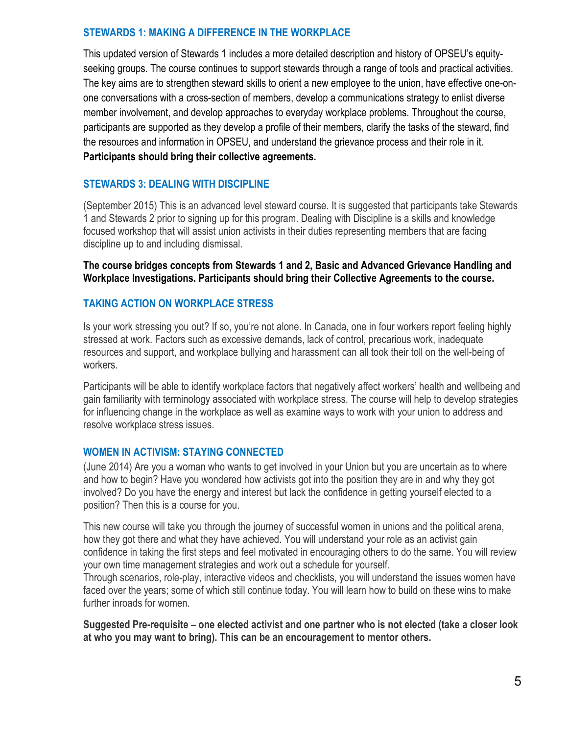## STEWARDS 1: MAKING A DIFFERENCE IN THE WORKPLACE

This updated version of Stewards 1 includes a more detailed description and history of OPSEU's equity-seeking groups. The course continues to support stewards through a range of tools and practical activities. The key aims are to strengthen steward skills to orient a new employee to the union, have effective one-on-one conversations with a cross-section of members, develop a communications strategy to enlist diverse member involvement, and develop approaches to everyday workplace problems. Throughout the course, participants are supported as they develop a profile of their members, clarify the tasks of the steward, find the resources and information in OPSEU, and understand the grievance process and their role in it. **Participants should bring their collective agreements.**

## STEWARDS 3: DEALING WITH DISCIPLINE

(September 2015) This is an advanced level steward course. It is suggested that participants take Stewards 1 and Stewards 2 prior to signing up for this program. Dealing with Discipline is a skills and knowledge focused workshop that will assist union activists in their duties representing members that are facing discipline up to and including dismissal.

**The course bridges concepts from Stewards 1 and 2, Basic and Advanced Grievance Handling and Workplace Investigations. Participants should bring their Collective Agreements to the course.**

## TAKING ACTION ON WORKPLACE STRESS

Is your work stressing you out? If so, you're not alone. In Canada, one in four workers report feeling highly stressed at work. Factors such as excessive demands, lack of control, precarious work, inadequate resources and support, and workplace bullying and harassment can all took their toll on the well-being of workers.

Participants will be able to identify workplace factors that negatively affect workers' health and wellbeing and gain familiarity with terminology associated with workplace stress. The course will help to develop strategies for influencing change in the workplace as well as examine ways to work with your union to address and resolve workplace stress issues.

## WOMEN IN ACTIVISM: STAYING CONNECTED

(June 2014) Are you a woman who wants to get involved in your Union but you are uncertain as to where and how to begin? Have you wondered how activists got into the position they are in and why they got involved? Do you have the energy and interest but lack the confidence in getting yourself elected to a position? Then this is a course for you.

This new course will take you through the journey of successful women in unions and the political arena, how they got there and what they have achieved. You will understand your role as an activist gain confidence in taking the first steps and feel motivated in encouraging others to do the same. You will review your own time management strategies and work out a schedule for yourself.
Through scenarios, role-play, interactive videos and checklists, you will understand the issues women have faced over the years; some of which still continue today. You will learn how to build on these wins to make further inroads for women.

**Suggested Pre-requisite – one elected activist and one partner who is not elected (take a closer look at who you may want to bring). This can be an encouragement to mentor others.**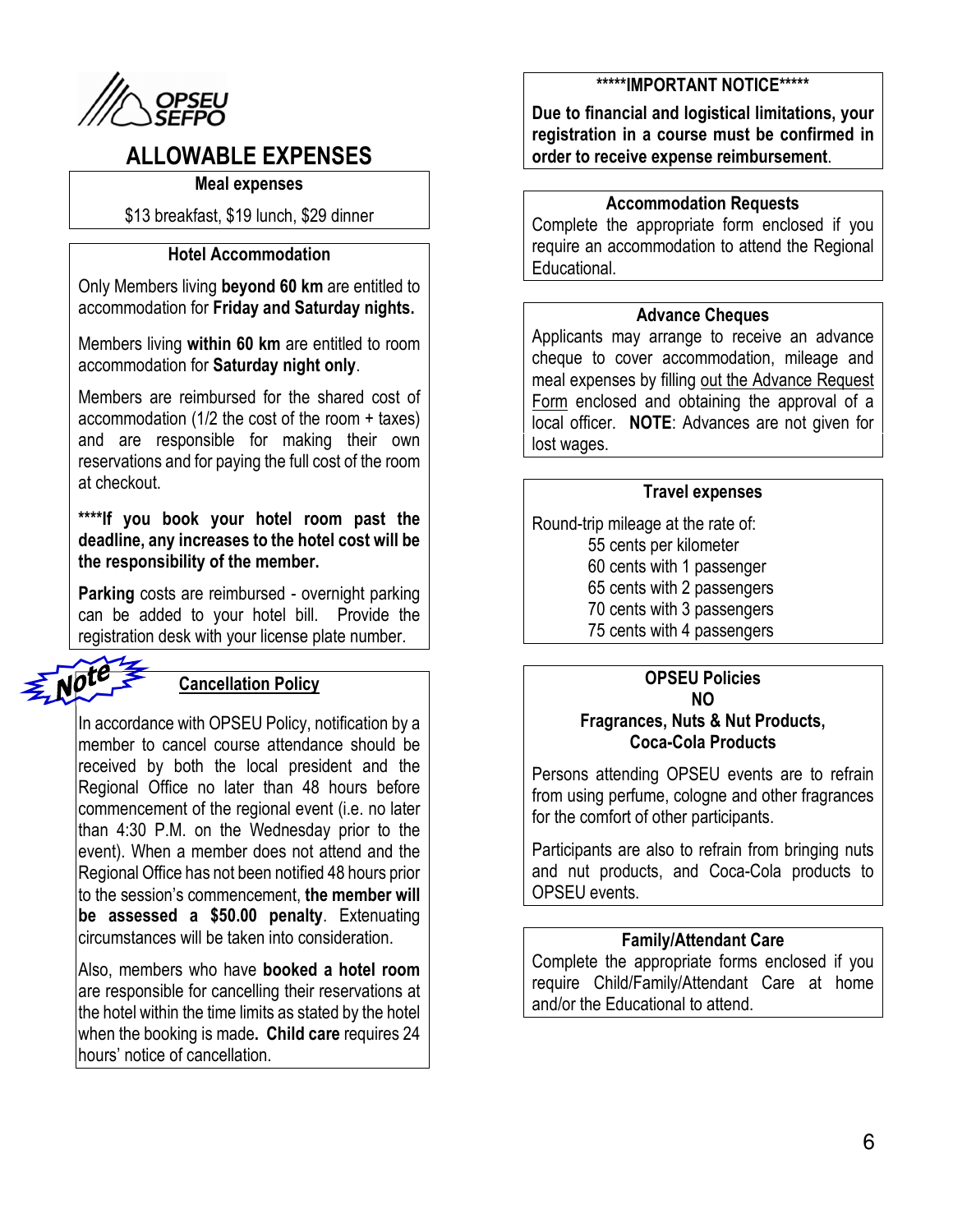# ALLOWABLE EXPENSES

### Meal expenses

$13 breakfast, $19 lunch, $29 dinner

### Hotel Accommodation

Only Members living **beyond 60 km** are entitled to accommodation for **Friday and Saturday nights.**

Members living **within 60 km** are entitled to room accommodation for **Saturday night only**.

Members are reimbursed for the shared cost of accommodation (1/2 the cost of the room + taxes) and are responsible for making their own reservations and for paying the full cost of the room at checkout.

**\*\*\*\*If you book your hotel room past the deadline, any increases to the hotel cost will be the responsibility of the member.**

**Parking** costs are reimbursed - overnight parking can be added to your hotel bill. Provide the registration desk with your license plate number.

### Note — Cancellation Policy

In accordance with OPSEU Policy, notification by a member to cancel course attendance should be received by both the local president and the Regional Office no later than 48 hours before commencement of the regional event (i.e. no later than 4:30 P.M. on the Wednesday prior to the event). When a member does not attend and the Regional Office has not been notified 48 hours prior to the session's commencement, **the member will be assessed a $50.00 penalty**. Extenuating circumstances will be taken into consideration.

Also, members who have **booked a hotel room** are responsible for cancelling their reservations at the hotel within the time limits as stated by the hotel when the booking is made**. Child care** requires 24 hours' notice of cancellation.

### \*\*\*\*\*IMPORTANT NOTICE\*\*\*\*\*

**Due to financial and logistical limitations, your registration in a course must be confirmed in order to receive expense reimbursement**.

### Accommodation Requests

Complete the appropriate form enclosed if you require an accommodation to attend the Regional Educational.

### Advance Cheques

Applicants may arrange to receive an advance cheque to cover accommodation, mileage and meal expenses by filling out the Advance Request Form enclosed and obtaining the approval of a local officer. **NOTE**: Advances are not given for lost wages.

### Travel expenses

Round-trip mileage at the rate of:

- 55 cents per kilometer
- 60 cents with 1 passenger
- 65 cents with 2 passengers
- 70 cents with 3 passengers
- 75 cents with 4 passengers

### OPSEU Policies NO Fragrances, Nuts & Nut Products, Coca-Cola Products

Persons attending OPSEU events are to refrain from using perfume, cologne and other fragrances for the comfort of other participants.

Participants are also to refrain from bringing nuts and nut products, and Coca-Cola products to OPSEU events.

### Family/Attendant Care

Complete the appropriate forms enclosed if you require Child/Family/Attendant Care at home and/or the Educational to attend.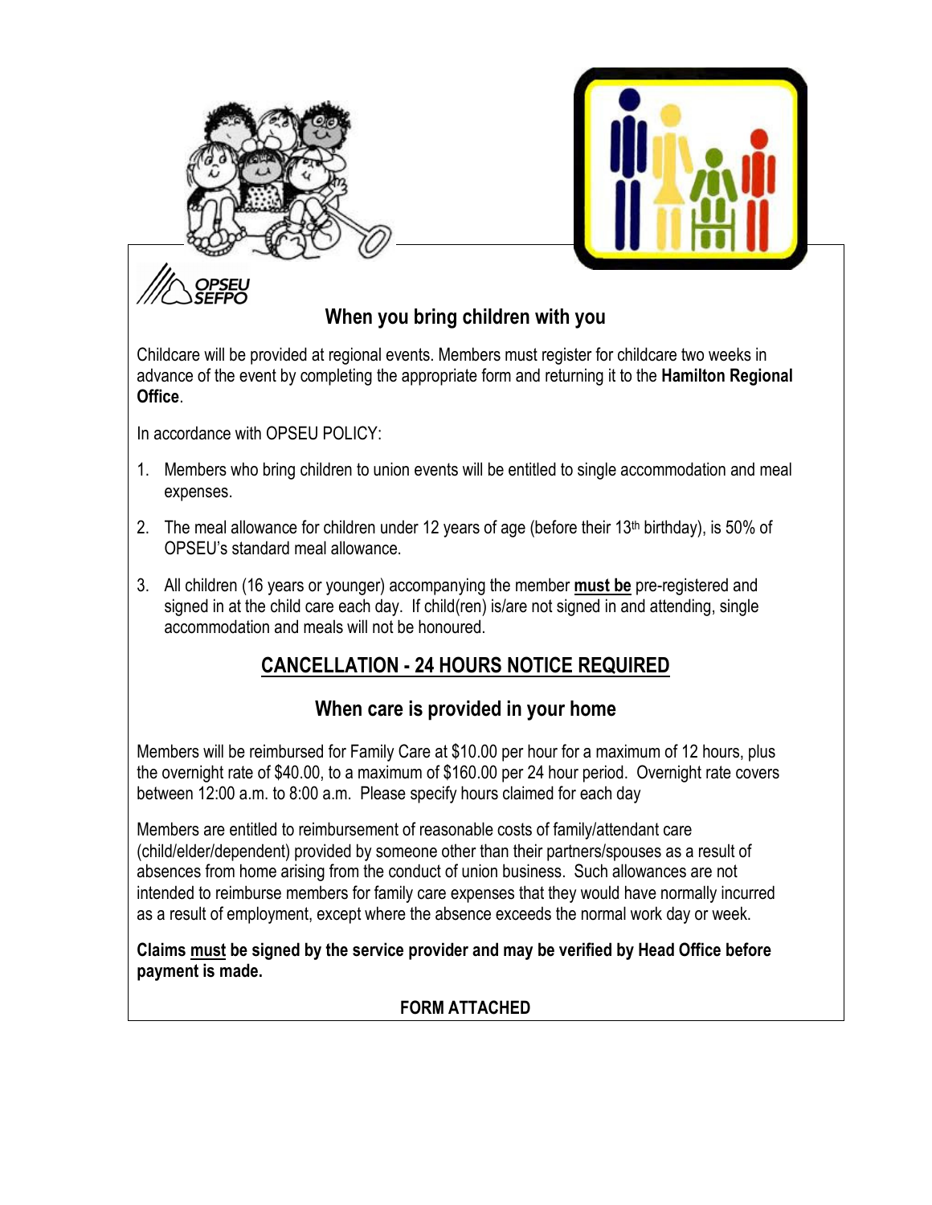OPSEU SEFPO

## When you bring children with you

Childcare will be provided at regional events. Members must register for childcare two weeks in advance of the event by completing the appropriate form and returning it to the **Hamilton Regional Office**.

In accordance with OPSEU POLICY:

1. Members who bring children to union events will be entitled to single accommodation and meal expenses.
2. The meal allowance for children under 12 years of age (before their 13th birthday), is 50% of OPSEU's standard meal allowance.
3. All children (16 years or younger) accompanying the member **must be** pre-registered and signed in at the child care each day. If child(ren) is/are not signed in and attending, single accommodation and meals will not be honoured.

## CANCELLATION - 24 HOURS NOTICE REQUIRED

## When care is provided in your home

Members will be reimbursed for Family Care at $10.00 per hour for a maximum of 12 hours, plus the overnight rate of $40.00, to a maximum of $160.00 per 24 hour period. Overnight rate covers between 12:00 a.m. to 8:00 a.m. Please specify hours claimed for each day

Members are entitled to reimbursement of reasonable costs of family/attendant care (child/elder/dependent) provided by someone other than their partners/spouses as a result of absences from home arising from the conduct of union business. Such allowances are not intended to reimburse members for family care expenses that they would have normally incurred as a result of employment, except where the absence exceeds the normal work day or week.

**Claims must be signed by the service provider and may be verified by Head Office before payment is made.**

**FORM ATTACHED**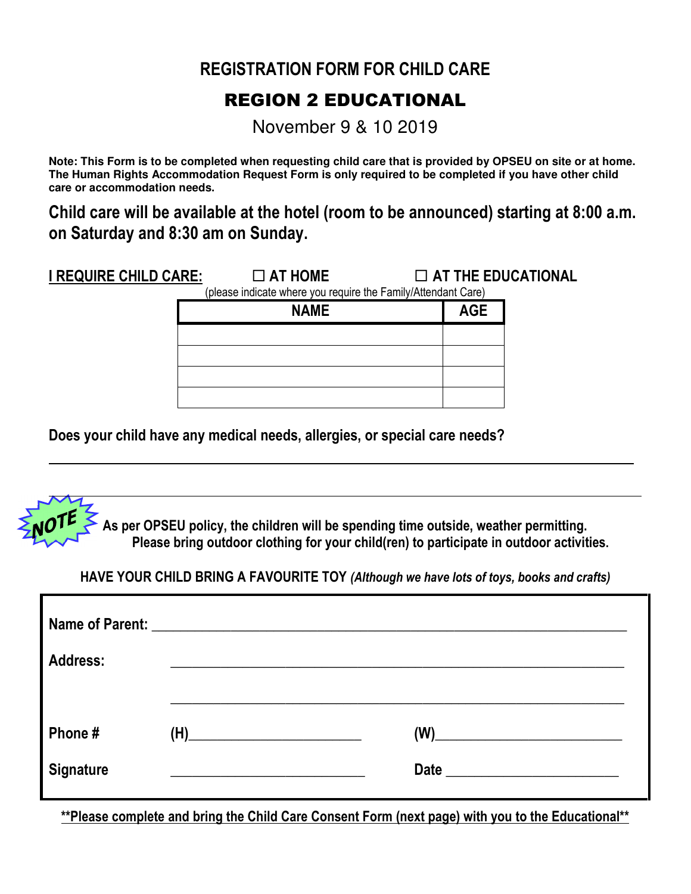# REGISTRATION FORM FOR CHILD CARE

## REGION 2 EDUCATIONAL

November 9 & 10 2019

**Note: This Form is to be completed when requesting child care that is provided by OPSEU on site or at home. The Human Rights Accommodation Request Form is only required to be completed if you have other child care or accommodation needs.**

**Child care will be available at the hotel (room to be announced) starting at 8:00 a.m. on Saturday and 8:30 am on Sunday.**

**I REQUIRE CHILD CARE:** ☐ **AT HOME** ☐ **AT THE EDUCATIONAL**

(please indicate where you require the Family/Attendant Care)

| NAME | AGE |
|---|---|
| | |
| | |
| | |
| | |

**Does your child have any medical needs, allergies, or special care needs?**

______________________________________________________________________

______________________________________________________________________

**NOTE** **As per OPSEU policy, the children will be spending time outside, weather permitting. Please bring outdoor clothing for your child(ren) to participate in outdoor activities.**

**HAVE YOUR CHILD BRING A FAVOURITE TOY** ***(Although we have lots of toys, books and crafts)***

**Name of Parent:** ______________________________________________

**Address:** ______________________________________________

______________________________________________

**Phone #** **(H)**________________________ **(W)**________________________

**Signature** ________________________ **Date** ________________________

****Please complete and bring the Child Care Consent Form (next page) with you to the Educational****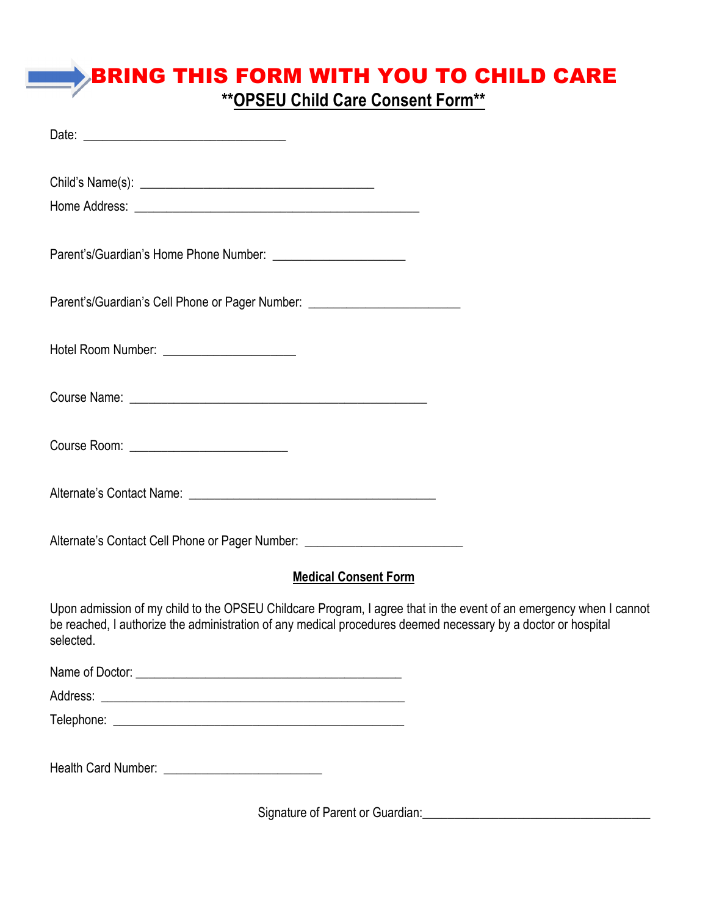# BRING THIS FORM WITH YOU TO CHILD CARE

## **OPSEU Child Care Consent Form**

Date: ______________________________

Child's Name(s): __________________________________

Home Address: __________________________________________

Parent's/Guardian's Home Phone Number: ____________________

Parent's/Guardian's Cell Phone or Pager Number: ______________________

Hotel Room Number: ____________________

Course Name: ____________________________________________

Course Room: _______________________

Alternate's Contact Name: ____________________________________

Alternate's Contact Cell Phone or Pager Number: ______________________

### Medical Consent Form

Upon admission of my child to the OPSEU Childcare Program, I agree that in the event of an emergency when I cannot be reached, I authorize the administration of any medical procedures deemed necessary by a doctor or hospital selected.

Name of Doctor: _______________________________________

Address: ______________________________________________

Telephone: ____________________________________________

Health Card Number: _______________________

Signature of Parent or Guardian:__________________________________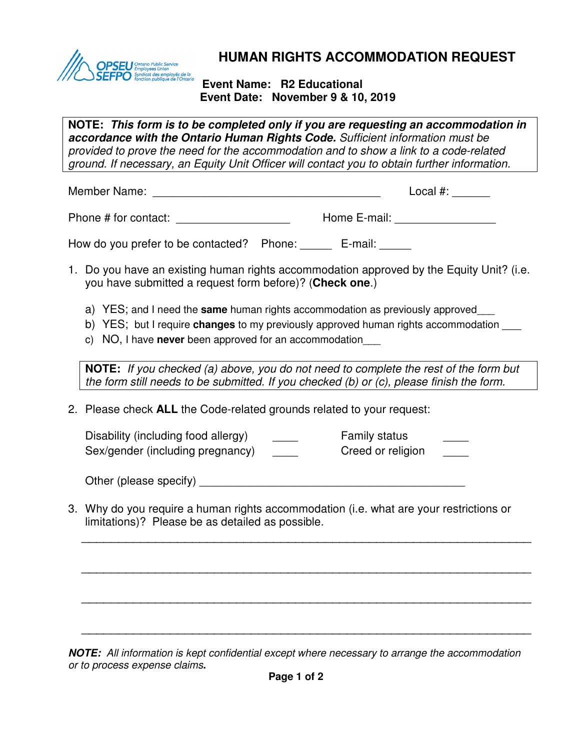# HUMAN RIGHTS ACCOMMODATION REQUEST

**Event Name: R2 Educational**
**Event Date: November 9 & 10, 2019**

> **NOTE:** ***This form is to be completed only if you are requesting an accommodation in accordance with the Ontario Human Rights Code.*** *Sufficient information must be provided to prove the need for the accommodation and to show a link to a code-related ground. If necessary, an Equity Unit Officer will contact you to obtain further information.*

Member Name: ____________________________________ Local #: ______

Phone # for contact: __________________ Home E-mail: ________________

How do you prefer to be contacted? Phone: _____ E-mail: _____

1. Do you have an existing human rights accommodation approved by the Equity Unit? (i.e. you have submitted a request form before)? (**Check one**.)

   a) YES; and I need the **same** human rights accommodation as previously approved___
   b) YES; but I require **changes** to my previously approved human rights accommodation ___
   c) NO, I have **never** been approved for an accommodation___

> **NOTE:** *If you checked (a) above, you do not need to complete the rest of the form but the form still needs to be submitted. If you checked (b) or (c), please finish the form.*

2. Please check **ALL** the Code-related grounds related to your request:

   Disability (including food allergy) _____ Family status _____
   Sex/gender (including pregnancy) _____ Creed or religion _____

   Other (please specify) ____________________________________________

3. Why do you require a human rights accommodation (i.e. what are your restrictions or limitations)? Please be as detailed as possible.

   ______________________________________________________________________

   ______________________________________________________________________

   ______________________________________________________________________

   ______________________________________________________________________

***NOTE:*** *All information is kept confidential except where necessary to arrange the accommodation or to process expense claims*.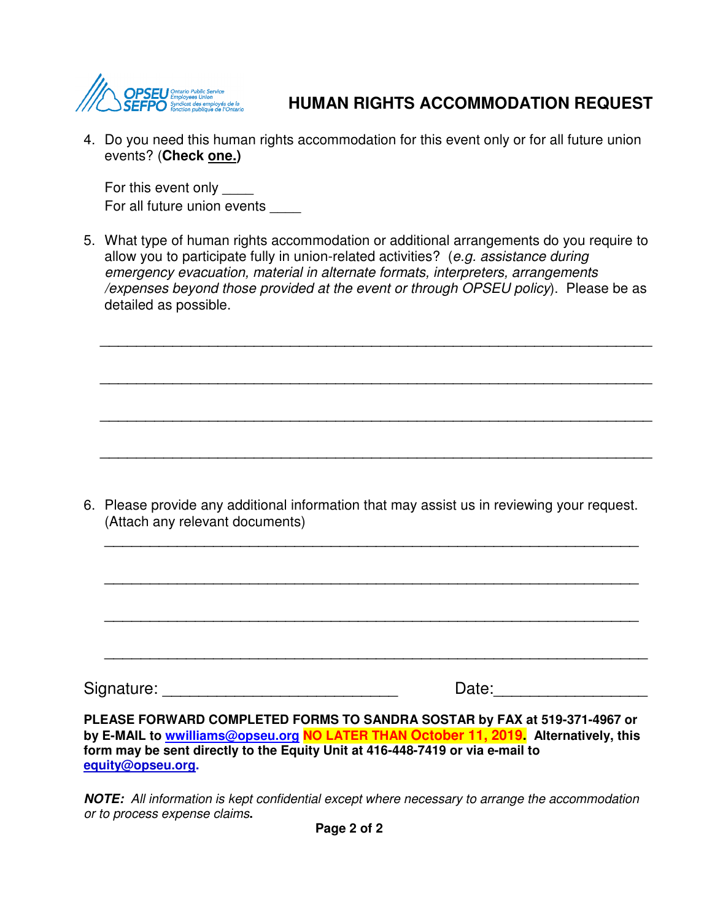# HUMAN RIGHTS ACCOMMODATION REQUEST

4. Do you need this human rights accommodation for this event only or for all future union events? (**Check one.**)

   For this event only ____
   For all future union events ____

5. What type of human rights accommodation or additional arrangements do you require to allow you to participate fully in union-related activities? (*e.g. assistance during emergency evacuation, material in alternate formats, interpreters, arrangements /expenses beyond those provided at the event or through OPSEU policy*). Please be as detailed as possible.

   ______________________________________________________________________

   ______________________________________________________________________

   ______________________________________________________________________

   ______________________________________________________________________

6. Please provide any additional information that may assist us in reviewing your request. (Attach any relevant documents)

   ______________________________________________________________________

   ______________________________________________________________________

   ______________________________________________________________________

   ______________________________________________________________________

Signature: ___________________________ Date:_________________

**PLEASE FORWARD COMPLETED FORMS TO SANDRA SOSTAR by FAX at 519-371-4967 or by E-MAIL to wwilliams@opseu.org NO LATER THAN October 11, 2019. Alternatively, this form may be sent directly to the Equity Unit at 416-448-7419 or via e-mail to equity@opseu.org.**

***NOTE:** All information is kept confidential except where necessary to arrange the accommodation or to process expense claims.*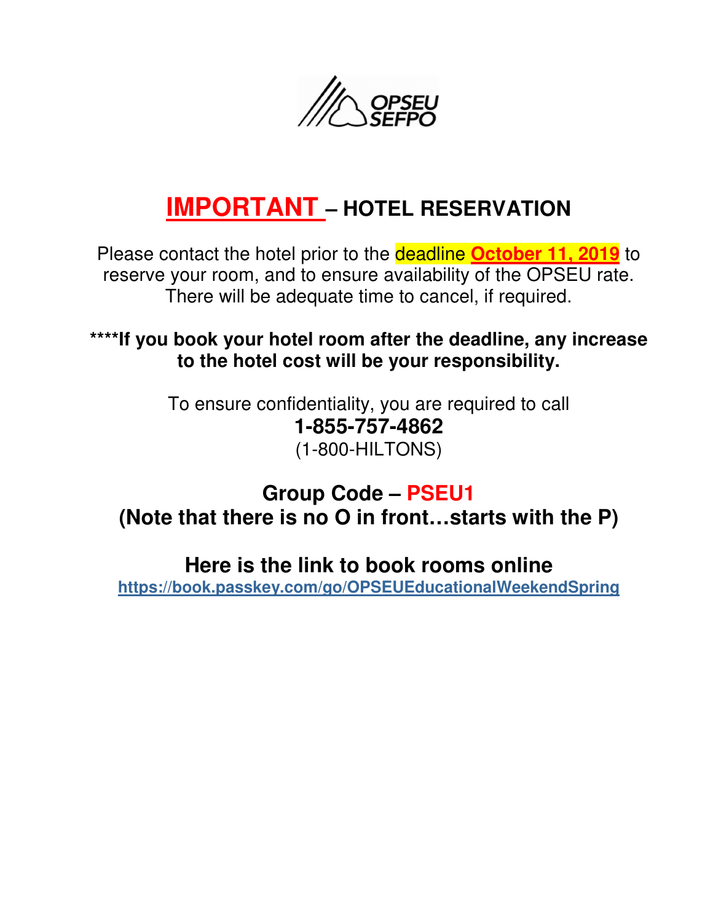OPSEU SEFPO

# IMPORTANT – HOTEL RESERVATION

Please contact the hotel prior to the deadline **October 11, 2019** to reserve your room, and to ensure availability of the OPSEU rate. There will be adequate time to cancel, if required.

**\*\*\*\*If you book your hotel room after the deadline, any increase to the hotel cost will be your responsibility.**

To ensure confidentiality, you are required to call

**1-855-757-4862**

(1-800-HILTONS)

**Group Code – PSEU1**

**(Note that there is no O in front…starts with the P)**

**Here is the link to book rooms online**

**https://book.passkey.com/go/OPSEUEducationalWeekendSpring**